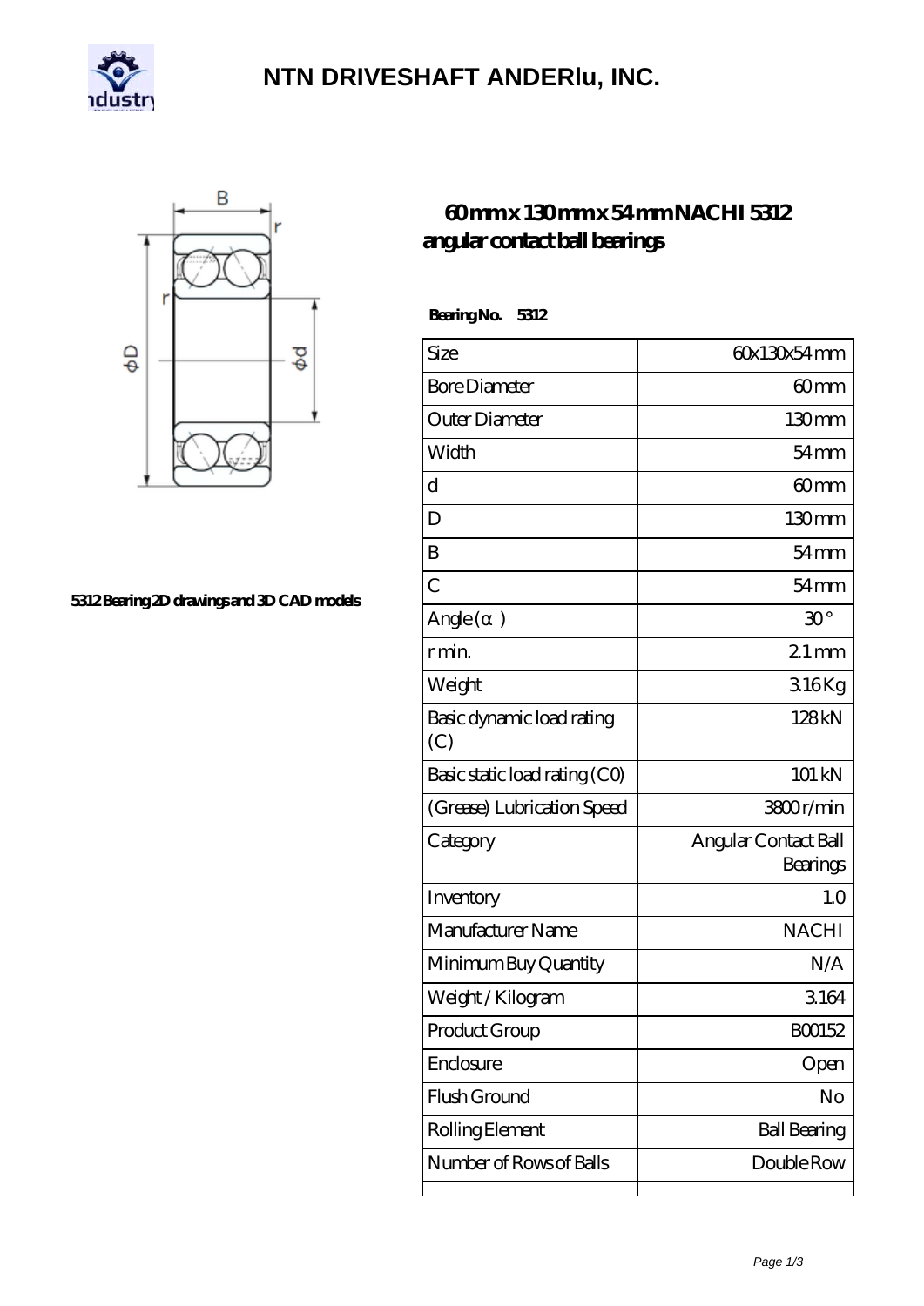# NTN DRIVESHAFT ANDERlu, INC.

5312 Bearing 2D drawings and 3D CAD models

## 60 mm x 130 mm x 54 mm NACHI 5312 angular contact ball bearings

**Bearing No. 5312**

| Size | 60x130x54 mm |
|---|---|
| Bore Diameter | 60 mm |
| Outer Diameter | 130 mm |
| Width | 54 mm |
| d | 60 mm |
| D | 130 mm |
| B | 54 mm |
| C | 54 mm |
| Angle ( α ) | 30 ° |
| r min. | 2.1 mm |
| Weight | 3.16 Kg |
| Basic dynamic load rating (C) | 128 kN |
| Basic static load rating (C0) | 101 kN |
| (Grease) Lubrication Speed | 3800 r/min |
| Category | Angular Contact Ball Bearings |
| Inventory | 1.0 |
| Manufacturer Name | NACHI |
| Minimum Buy Quantity | N/A |
| Weight / Kilogram | 3.164 |
| Product Group | B00152 |
| Enclosure | Open |
| Flush Ground | No |
| Rolling Element | Ball Bearing |
| Number of Rows of Balls | Double Row |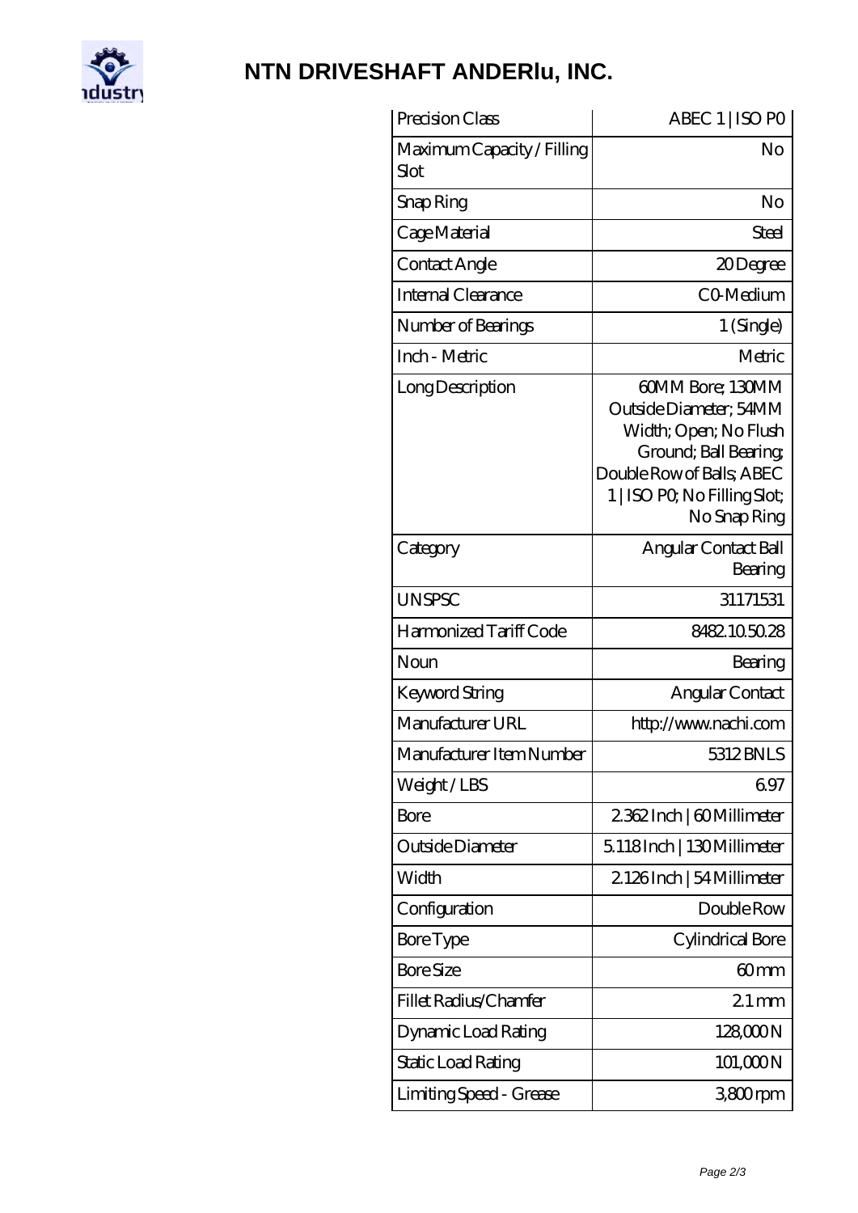# NTN DRIVESHAFT ANDERlu, INC.

| | |
|---|---|
| Precision Class | ABEC 1 \| ISO P0 |
| Maximum Capacity / Filling Slot | No |
| Snap Ring | No |
| Cage Material | Steel |
| Contact Angle | 20 Degree |
| Internal Clearance | C0-Medium |
| Number of Bearings | 1 (Single) |
| Inch - Metric | Metric |
| Long Description | 60MM Bore; 130MM Outside Diameter; 54MM Width; Open; No Flush Ground; Ball Bearing; Double Row of Balls; ABEC 1 \| ISO P0; No Filling Slot; No Snap Ring |
| Category | Angular Contact Ball Bearing |
| UNSPSC | 31171531 |
| Harmonized Tariff Code | 8482.10.50.28 |
| Noun | Bearing |
| Keyword String | Angular Contact |
| Manufacturer URL | http://www.nachi.com |
| Manufacturer Item Number | 5312 BNLS |
| Weight / LBS | 6.97 |
| Bore | 2.362 Inch \| 60 Millimeter |
| Outside Diameter | 5.118 Inch \| 130 Millimeter |
| Width | 2.126 Inch \| 54 Millimeter |
| Configuration | Double Row |
| Bore Type | Cylindrical Bore |
| Bore Size | 60 mm |
| Fillet Radius/Chamfer | 2.1 mm |
| Dynamic Load Rating | 128,000 N |
| Static Load Rating | 101,000 N |
| Limiting Speed - Grease | 3,800 rpm |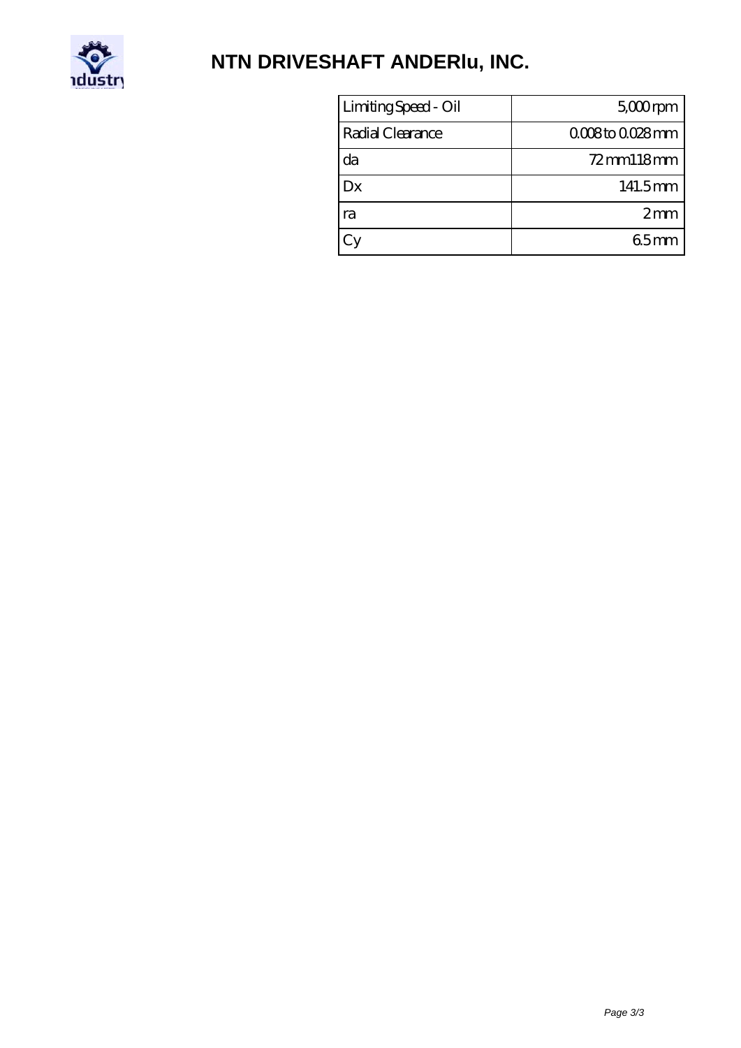# NTN DRIVESHAFT ANDERlu, INC.

| | |
|---|---|
| Limiting Speed - Oil | 5,000 rpm |
| Radial Clearance | 0.008 to 0.028 mm |
| da | 72 mm118 mm |
| Dx | 141.5 mm |
| ra | 2 mm |
| Cy | 6.5 mm |